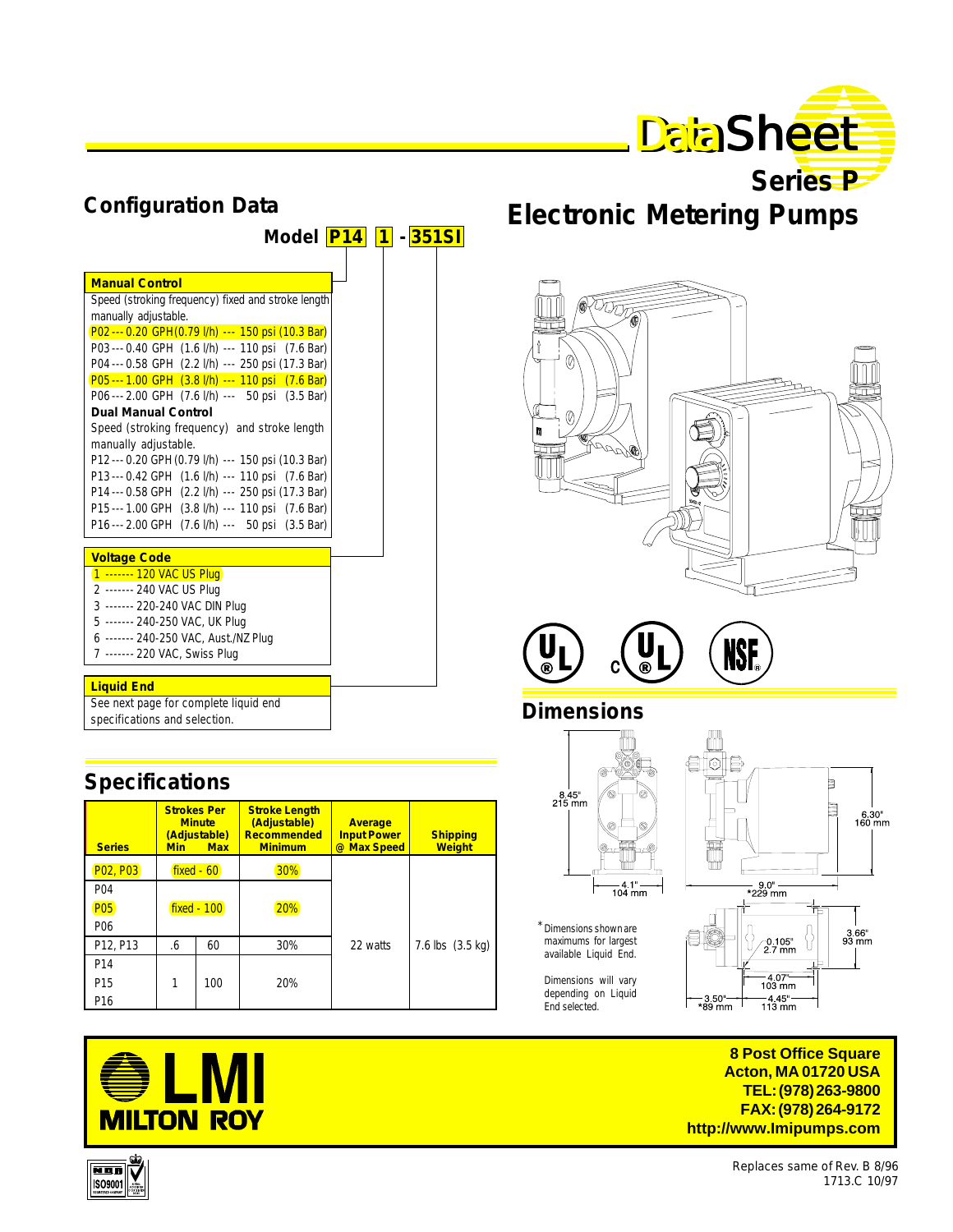# DataSheet

## Series P

# Electronic Metering Pumps

## Configuration Data

**Model P14 1 - 351SI**

**Manual Control**

Speed (stroking frequency) fixed and stroke length manually adjustable.

- P02 --- 0.20 GPH (0.79 l/h) --- 150 psi (10.3 Bar)
- P03 --- 0.40 GPH (1.6 l/h) --- 110 psi (7.6 Bar)
- P04 --- 0.58 GPH (2.2 l/h) --- 250 psi (17.3 Bar)
- P05 --- 1.00 GPH (3.8 l/h) --- 110 psi (7.6 Bar)
- P06 --- 2.00 GPH (7.6 l/h) --- 50 psi (3.5 Bar)

**Dual Manual Control**

Speed (stroking frequency) and stroke length manually adjustable.

- P12 --- 0.20 GPH (0.79 l/h) --- 150 psi (10.3 Bar)
- P13 --- 0.42 GPH (1.6 l/h) --- 110 psi (7.6 Bar)
- P14 --- 0.58 GPH (2.2 l/h) --- 250 psi (17.3 Bar)
- P15 --- 1.00 GPH (3.8 l/h) --- 110 psi (7.6 Bar)
- P16 --- 2.00 GPH (7.6 l/h) --- 50 psi (3.5 Bar)

**Voltage Code**

- 1 ------- 120 VAC US Plug
- 2 ------- 240 VAC US Plug
- 3 ------- 220-240 VAC DIN Plug
- 5 ------- 240-250 VAC, UK Plug
- 6 ------- 240-250 VAC, Aust./NZ Plug
- 7 ------- 220 VAC, Swiss Plug

**Liquid End**

See next page for complete liquid end specifications and selection.

## Specifications

| Series | Strokes Per Minute (Adjustable) Min | Max | Stroke Length (Adjustable) Recommended Minimum | Average Input Power @ Max Speed | Shipping Weight |
|---|---|---|---|---|---|
| P02, P03 | fixed - 60 | | 30% | 22 watts | 7.6 lbs (3.5 kg) |
| P04, P05, P06 | fixed - 100 | | 20% | | |
| P12, P13 | .6 | 60 | 30% | | |
| P14, P15, P16 | 1 | 100 | 20% | | |

## Dimensions

8.45" 215 mm; 4.1" 104 mm; 9.0" *229 mm; 6.30" 160 mm; 3.66" 93 mm; 0.105" 2.7 mm; 4.07" 103 mm; 4.45" 113 mm; 3.50" *89 mm

*Dimensions shown are maximums for largest available Liquid End.

Dimensions will vary depending on Liquid End selected.

**LMI MILTON ROY**

**8 Post Office Square**
**Acton, MA 01720 USA**
**TEL: (978) 263-9800**
**FAX: (978) 264-9172**
**http://www.lmipumps.com**

Replaces same of Rev. B 8/96
1713.C 10/97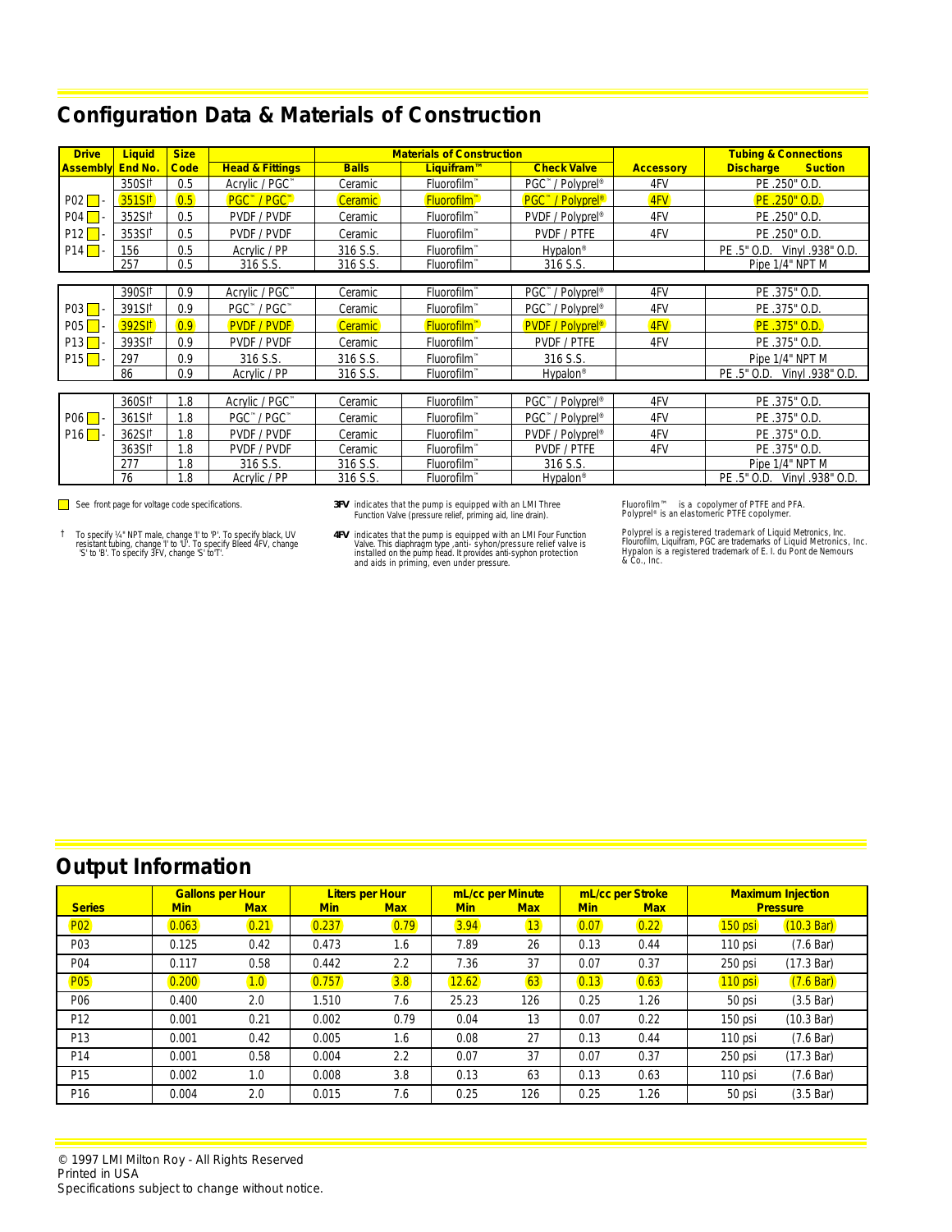## Configuration Data & Materials of Construction

| Drive Assembly | Liquid End No. | Size Code | Head & Fittings | Balls | Liquifram™ | Check Valve | Accessory | Tubing & Connections Discharge | Suction |
|---|---|---|---|---|---|---|---|---|---|
| | 350SI† | 0.5 | Acrylic / PGC™ | Ceramic | Fluorofilm™ | PGC™ / Polyprel® | 4FV | PE .250" O.D. | |
| P02 ☐ - | 351SI† | 0.5 | PGC™ / PGC™ | Ceramic | Fluorofilm™ | PGC™ / Polyprel® | 4FV | PE .250" O.D. | |
| P04 ☐ - | 352SI† | 0.5 | PVDF / PVDF | Ceramic | Fluorofilm™ | PVDF / Polyprel® | 4FV | PE .250" O.D. | |
| P12 ☐ - | 353SI† | 0.5 | PVDF / PVDF | Ceramic | Fluorofilm™ | PVDF / PTFE | 4FV | PE .250" O.D. | |
| P14 ☐ - | 156 | 0.5 | Acrylic / PP | 316 S.S. | Fluorofilm™ | Hypalon® | | PE .5" O.D. | Vinyl .938" O.D. |
| | 257 | 0.5 | 316 S.S. | 316 S.S. | Fluorofilm™ | 316 S.S. | | Pipe 1/4" NPT M | |
| | 390SI† | 0.9 | Acrylic / PGC™ | Ceramic | Fluorofilm™ | PGC™ / Polyprel® | 4FV | PE .375" O.D. | |
| P03 ☐ - | 391SI† | 0.9 | PGC™ / PGC™ | Ceramic | Fluorofilm™ | PGC™ / Polyprel® | 4FV | PE .375" O.D. | |
| P05 ☐ - | 392SI† | 0.9 | PVDF / PVDF | Ceramic | Fluorofilm™ | PVDF / Polyprel® | 4FV | PE .375" O.D. | |
| P13 ☐ - | 393SI† | 0.9 | PVDF / PVDF | Ceramic | Fluorofilm™ | PVDF / PTFE | 4FV | PE .375" O.D. | |
| P15 ☐ - | 297 | 0.9 | 316 S.S. | 316 S.S. | Fluorofilm™ | 316 S.S. | | Pipe 1/4" NPT M | |
| | 86 | 0.9 | Acrylic / PP | 316 S.S. | Fluorofilm™ | Hypalon® | | PE .5" O.D. | Vinyl .938" O.D. |
| | 360SI† | 1.8 | Acrylic / PGC™ | Ceramic | Fluorofilm™ | PGC™ / Polyprel® | 4FV | PE .375" O.D. | |
| P06 ☐ - | 361SI† | 1.8 | PGC™ / PGC™ | Ceramic | Fluorofilm™ | PGC™ / Polyprel® | 4FV | PE .375" O.D. | |
| P16 ☐ - | 362SI† | 1.8 | PVDF / PVDF | Ceramic | Fluorofilm™ | PVDF / Polyprel® | 4FV | PE .375" O.D. | |
| | 363SI† | 1.8 | PVDF / PVDF | Ceramic | Fluorofilm™ | PVDF / PTFE | 4FV | PE .375" O.D. | |
| | 277 | 1.8 | 316 S.S. | 316 S.S. | Fluorofilm™ | 316 S.S. | | Pipe 1/4" NPT M | |
| | 76 | 1.8 | Acrylic / PP | 316 S.S. | Fluorofilm™ | Hypalon® | | PE .5" O.D. | Vinyl .938" O.D. |

☐ See front page for voltage code specifications.

† To specify ¼" NPT male, change 'I' to 'P'. To specify black, UV resistant tubing, change 'I' to 'U'. To specify Bleed 4FV, change 'S' to 'B'. To specify 3FV, change 'S' to 'T'.

**3FV** indicates that the pump is equipped with an LMI Three Function Valve (pressure relief, priming aid, line drain).

**4FV** indicates that the pump is equipped with an LMI Four Function Valve. This diaphragm type, anti- syhon/pressure relief valve is installed on the pump head. It provides anti-syphon protection and aids in priming, even under pressure.

Fluorofilm™ is a copolymer of PTFE and PFA.
Polyprel® is an elastomeric PTFE copolymer.

Polyprel is a registered trademark of Liquid Metronics, Inc.
Flourofilm, Liquifram, PGC are trademarks of Liquid Metronics, Inc.
Hypalon is a registered trademark of E. I. du Pont de Nemours & Co., Inc.

## Output Information

| Series | Gallons per Hour Min | Gallons per Hour Max | Liters per Hour Min | Liters per Hour Max | mL/cc per Minute Min | mL/cc per Minute Max | mL/cc per Stroke Min | mL/cc per Stroke Max | Maximum Injection Pressure | |
|---|---|---|---|---|---|---|---|---|---|---|
| P02 | 0.063 | 0.21 | 0.237 | 0.79 | 3.94 | 13 | 0.07 | 0.22 | 150 psi | (10.3 Bar) |
| P03 | 0.125 | 0.42 | 0.473 | 1.6 | 7.89 | 26 | 0.13 | 0.44 | 110 psi | (7.6 Bar) |
| P04 | 0.117 | 0.58 | 0.442 | 2.2 | 7.36 | 37 | 0.07 | 0.37 | 250 psi | (17.3 Bar) |
| P05 | 0.200 | 1.0 | 0.757 | 3.8 | 12.62 | 63 | 0.13 | 0.63 | 110 psi | (7.6 Bar) |
| P06 | 0.400 | 2.0 | 1.510 | 7.6 | 25.23 | 126 | 0.25 | 1.26 | 50 psi | (3.5 Bar) |
| P12 | 0.001 | 0.21 | 0.002 | 0.79 | 0.04 | 13 | 0.07 | 0.22 | 150 psi | (10.3 Bar) |
| P13 | 0.001 | 0.42 | 0.005 | 1.6 | 0.08 | 27 | 0.13 | 0.44 | 110 psi | (7.6 Bar) |
| P14 | 0.001 | 0.58 | 0.004 | 2.2 | 0.07 | 37 | 0.07 | 0.37 | 250 psi | (17.3 Bar) |
| P15 | 0.002 | 1.0 | 0.008 | 3.8 | 0.13 | 63 | 0.13 | 0.63 | 110 psi | (7.6 Bar) |
| P16 | 0.004 | 2.0 | 0.015 | 7.6 | 0.25 | 126 | 0.25 | 1.26 | 50 psi | (3.5 Bar) |

© 1997 LMI Milton Roy - All Rights Reserved
Printed in USA
Specifications subject to change without notice.